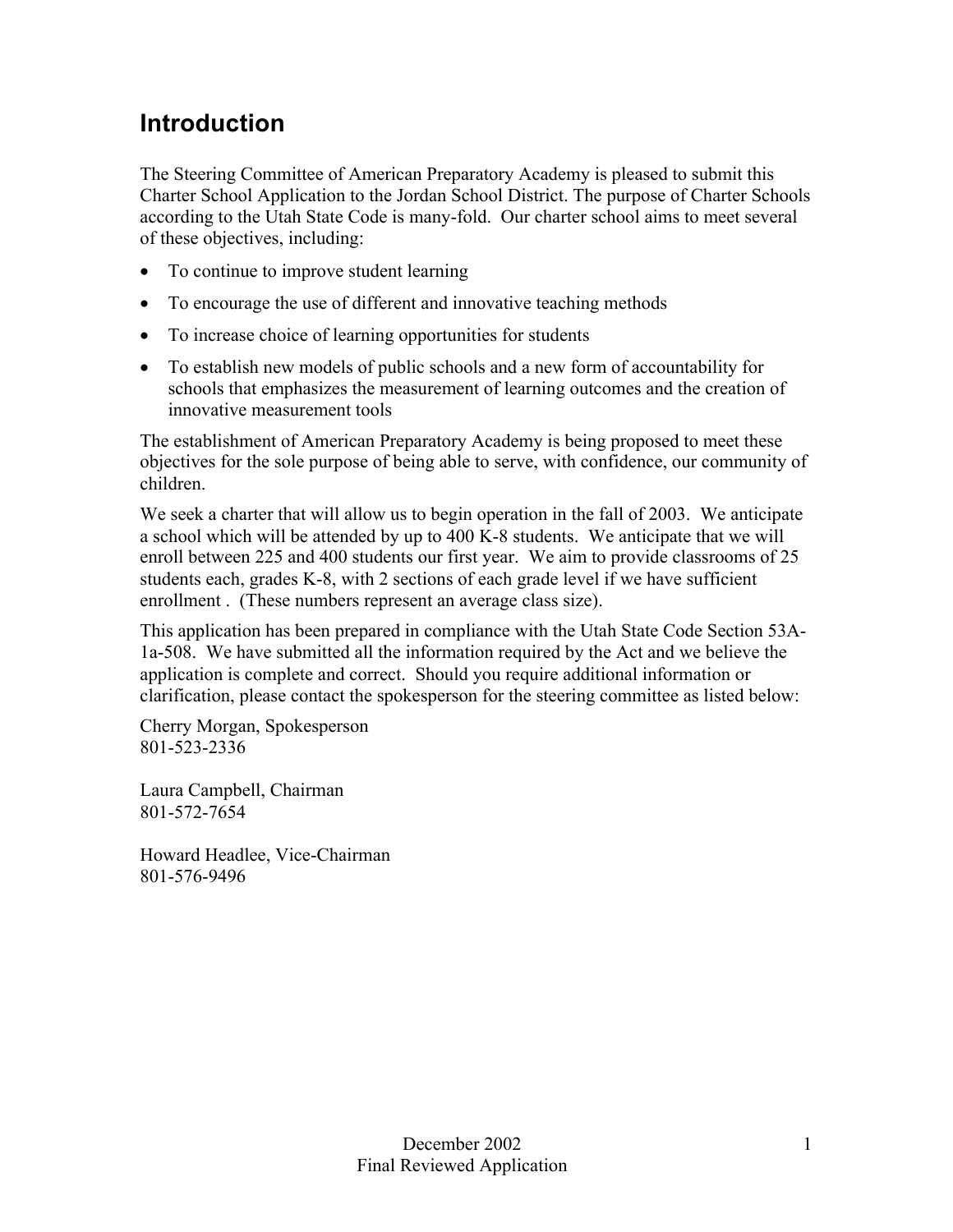## Introduction

The Steering Committee of American Preparatory Academy is pleased to submit this Charter School Application to the Jordan School District. The purpose of Charter Schools according to the Utah State Code is many-fold. Our charter school aims to meet several of these objectives, including:

- To continue to improve student learning
- To encourage the use of different and innovative teaching methods
- To increase choice of learning opportunities for students
- To establish new models of public schools and a new form of accountability for schools that emphasizes the measurement of learning outcomes and the creation of innovative measurement tools

The establishment of American Preparatory Academy is being proposed to meet these objectives for the sole purpose of being able to serve, with confidence, our community of children.

We seek a charter that will allow us to begin operation in the fall of 2003. We anticipate a school which will be attended by up to 400 K-8 students. We anticipate that we will enroll between 225 and 400 students our first year. We aim to provide classrooms of 25 students each, grades K-8, with 2 sections of each grade level if we have sufficient enrollment . (These numbers represent an average class size).

This application has been prepared in compliance with the Utah State Code Section 53A-1a-508. We have submitted all the information required by the Act and we believe the application is complete and correct. Should you require additional information or clarification, please contact the spokesperson for the steering committee as listed below:

Cherry Morgan, Spokesperson
801-523-2336

Laura Campbell, Chairman
801-572-7654

Howard Headlee, Vice-Chairman
801-576-9496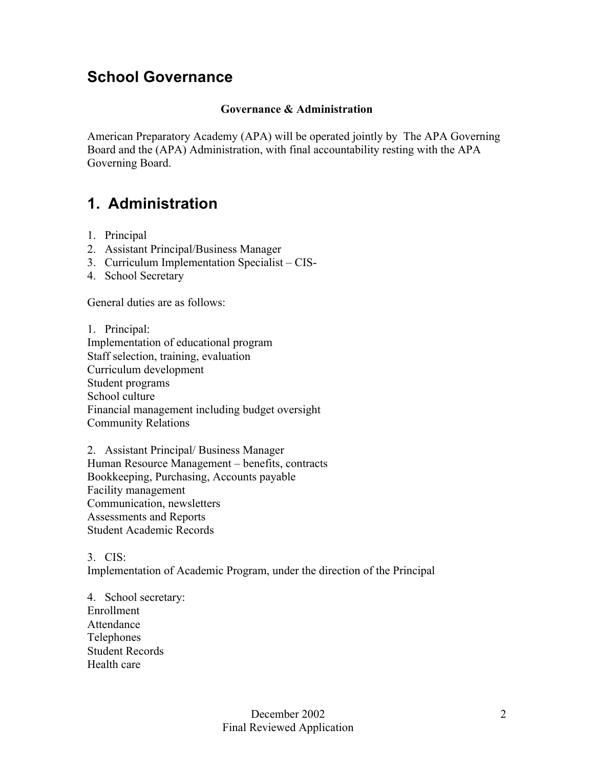## School Governance

**Governance & Administration**

American Preparatory Academy (APA) will be operated jointly by The APA Governing Board and the (APA) Administration, with final accountability resting with the APA Governing Board.

## 1. Administration

1. Principal
2. Assistant Principal/Business Manager
3. Curriculum Implementation Specialist – CIS-
4. School Secretary

General duties are as follows:

1. Principal:
Implementation of educational program
Staff selection, training, evaluation
Curriculum development
Student programs
School culture
Financial management including budget oversight
Community Relations

2. Assistant Principal/ Business Manager
Human Resource Management – benefits, contracts
Bookkeeping, Purchasing, Accounts payable
Facility management
Communication, newsletters
Assessments and Reports
Student Academic Records

3. CIS:
Implementation of Academic Program, under the direction of the Principal

4. School secretary:
Enrollment
Attendance
Telephones
Student Records
Health care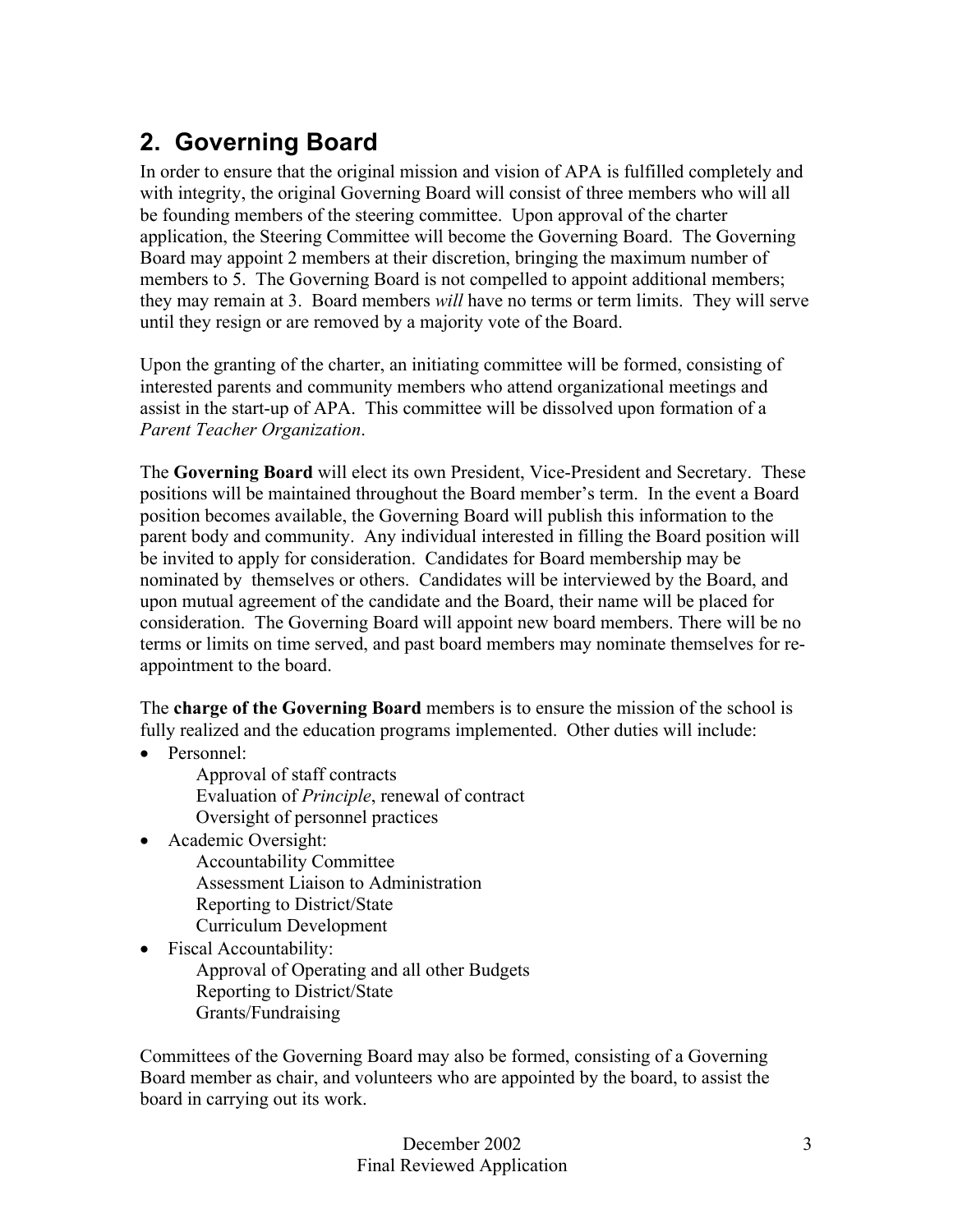## 2. Governing Board

In order to ensure that the original mission and vision of APA is fulfilled completely and with integrity, the original Governing Board will consist of three members who will all be founding members of the steering committee. Upon approval of the charter application, the Steering Committee will become the Governing Board. The Governing Board may appoint 2 members at their discretion, bringing the maximum number of members to 5. The Governing Board is not compelled to appoint additional members; they may remain at 3. Board members *will* have no terms or term limits. They will serve until they resign or are removed by a majority vote of the Board.

Upon the granting of the charter, an initiating committee will be formed, consisting of interested parents and community members who attend organizational meetings and assist in the start-up of APA. This committee will be dissolved upon formation of a *Parent Teacher Organization*.

The **Governing Board** will elect its own President, Vice-President and Secretary. These positions will be maintained throughout the Board member's term. In the event a Board position becomes available, the Governing Board will publish this information to the parent body and community. Any individual interested in filling the Board position will be invited to apply for consideration. Candidates for Board membership may be nominated by themselves or others. Candidates will be interviewed by the Board, and upon mutual agreement of the candidate and the Board, their name will be placed for consideration. The Governing Board will appoint new board members. There will be no terms or limits on time served, and past board members may nominate themselves for re-appointment to the board.

The **charge of the Governing Board** members is to ensure the mission of the school is fully realized and the education programs implemented. Other duties will include:

- Personnel:
  - Approval of staff contracts
  - Evaluation of *Principle*, renewal of contract
  - Oversight of personnel practices
- Academic Oversight:
  - Accountability Committee
  - Assessment Liaison to Administration
  - Reporting to District/State
  - Curriculum Development
- Fiscal Accountability:
  - Approval of Operating and all other Budgets
  - Reporting to District/State
  - Grants/Fundraising

Committees of the Governing Board may also be formed, consisting of a Governing Board member as chair, and volunteers who are appointed by the board, to assist the board in carrying out its work.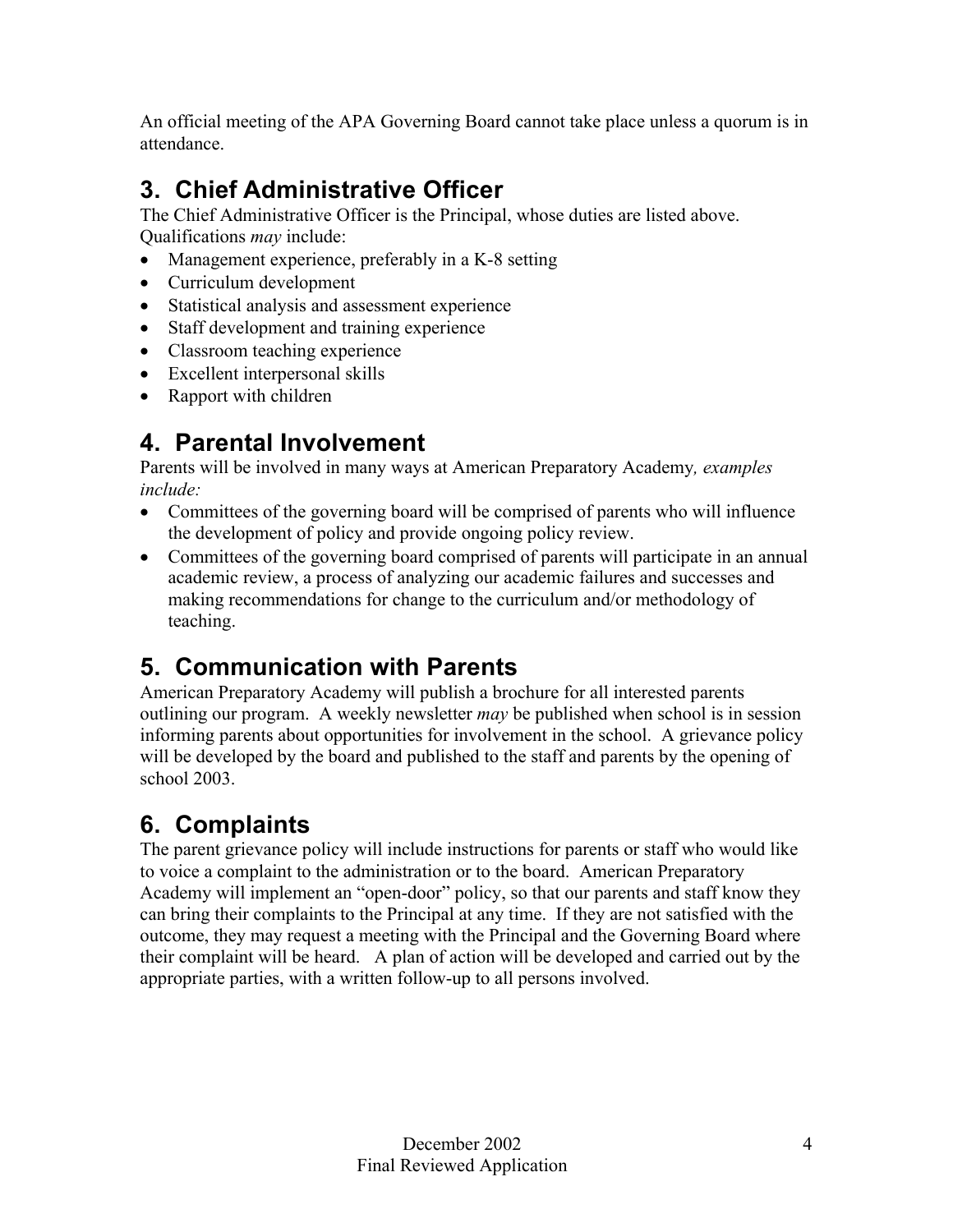An official meeting of the APA Governing Board cannot take place unless a quorum is in attendance.

## 3. Chief Administrative Officer

The Chief Administrative Officer is the Principal, whose duties are listed above. Qualifications *may* include:

- Management experience, preferably in a K-8 setting
- Curriculum development
- Statistical analysis and assessment experience
- Staff development and training experience
- Classroom teaching experience
- Excellent interpersonal skills
- Rapport with children

## 4. Parental Involvement

Parents will be involved in many ways at American Preparatory Academy*, examples include:*

- Committees of the governing board will be comprised of parents who will influence the development of policy and provide ongoing policy review.
- Committees of the governing board comprised of parents will participate in an annual academic review, a process of analyzing our academic failures and successes and making recommendations for change to the curriculum and/or methodology of teaching.

## 5. Communication with Parents

American Preparatory Academy will publish a brochure for all interested parents outlining our program. A weekly newsletter *may* be published when school is in session informing parents about opportunities for involvement in the school. A grievance policy will be developed by the board and published to the staff and parents by the opening of school 2003.

## 6. Complaints

The parent grievance policy will include instructions for parents or staff who would like to voice a complaint to the administration or to the board. American Preparatory Academy will implement an "open-door" policy, so that our parents and staff know they can bring their complaints to the Principal at any time. If they are not satisfied with the outcome, they may request a meeting with the Principal and the Governing Board where their complaint will be heard. A plan of action will be developed and carried out by the appropriate parties, with a written follow-up to all persons involved.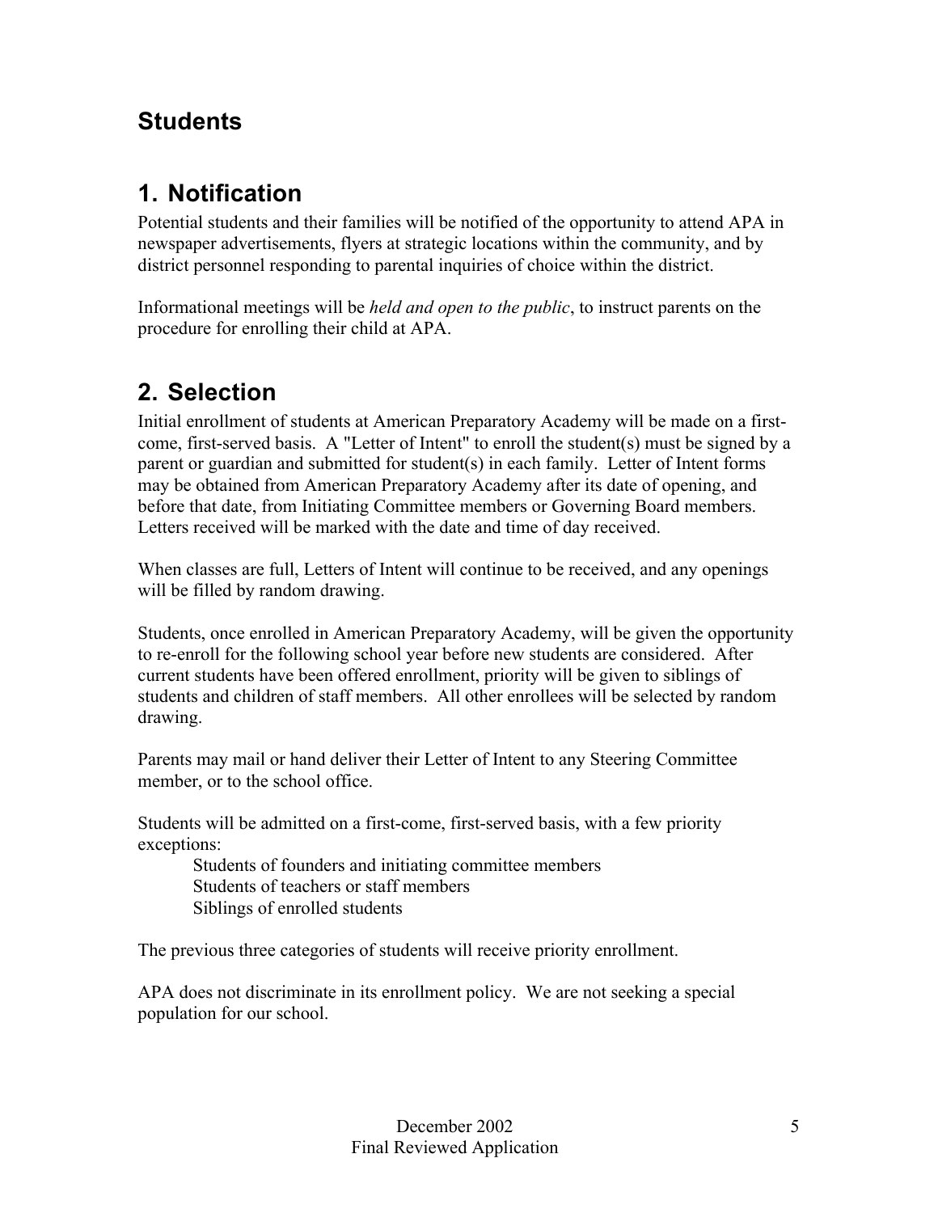# Students

## 1. Notification

Potential students and their families will be notified of the opportunity to attend APA in newspaper advertisements, flyers at strategic locations within the community, and by district personnel responding to parental inquiries of choice within the district.

Informational meetings will be *held and open to the public*, to instruct parents on the procedure for enrolling their child at APA.

## 2. Selection

Initial enrollment of students at American Preparatory Academy will be made on a first-come, first-served basis. A "Letter of Intent" to enroll the student(s) must be signed by a parent or guardian and submitted for student(s) in each family. Letter of Intent forms may be obtained from American Preparatory Academy after its date of opening, and before that date, from Initiating Committee members or Governing Board members. Letters received will be marked with the date and time of day received.

When classes are full, Letters of Intent will continue to be received, and any openings will be filled by random drawing.

Students, once enrolled in American Preparatory Academy, will be given the opportunity to re-enroll for the following school year before new students are considered. After current students have been offered enrollment, priority will be given to siblings of students and children of staff members. All other enrollees will be selected by random drawing.

Parents may mail or hand deliver their Letter of Intent to any Steering Committee member, or to the school office.

Students will be admitted on a first-come, first-served basis, with a few priority exceptions:

- Students of founders and initiating committee members
- Students of teachers or staff members
- Siblings of enrolled students

The previous three categories of students will receive priority enrollment.

APA does not discriminate in its enrollment policy. We are not seeking a special population for our school.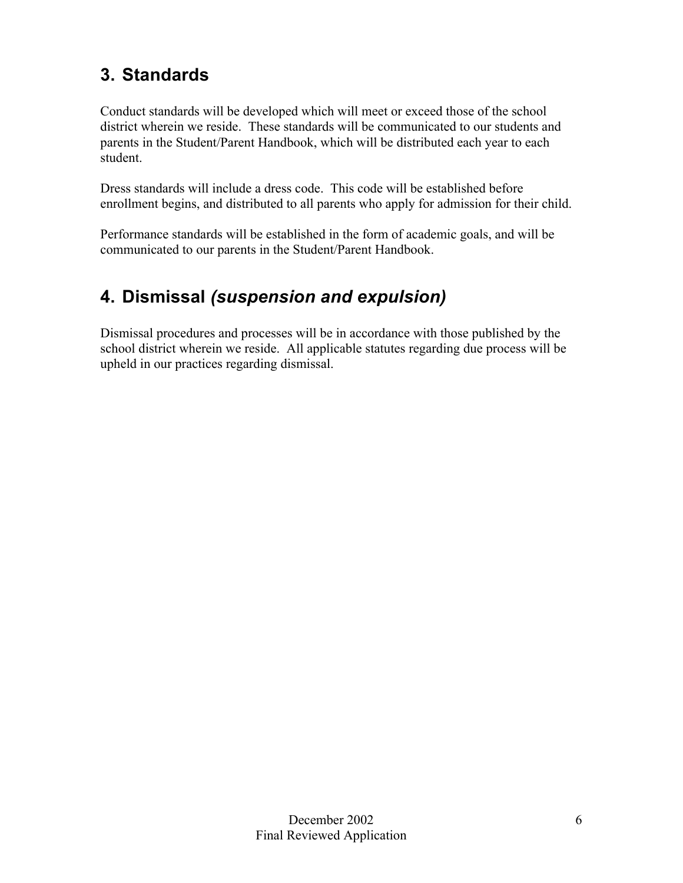## 3. Standards

Conduct standards will be developed which will meet or exceed those of the school district wherein we reside. These standards will be communicated to our students and parents in the Student/Parent Handbook, which will be distributed each year to each student.

Dress standards will include a dress code. This code will be established before enrollment begins, and distributed to all parents who apply for admission for their child.

Performance standards will be established in the form of academic goals, and will be communicated to our parents in the Student/Parent Handbook.

## 4. Dismissal *(suspension and expulsion)*

Dismissal procedures and processes will be in accordance with those published by the school district wherein we reside. All applicable statutes regarding due process will be upheld in our practices regarding dismissal.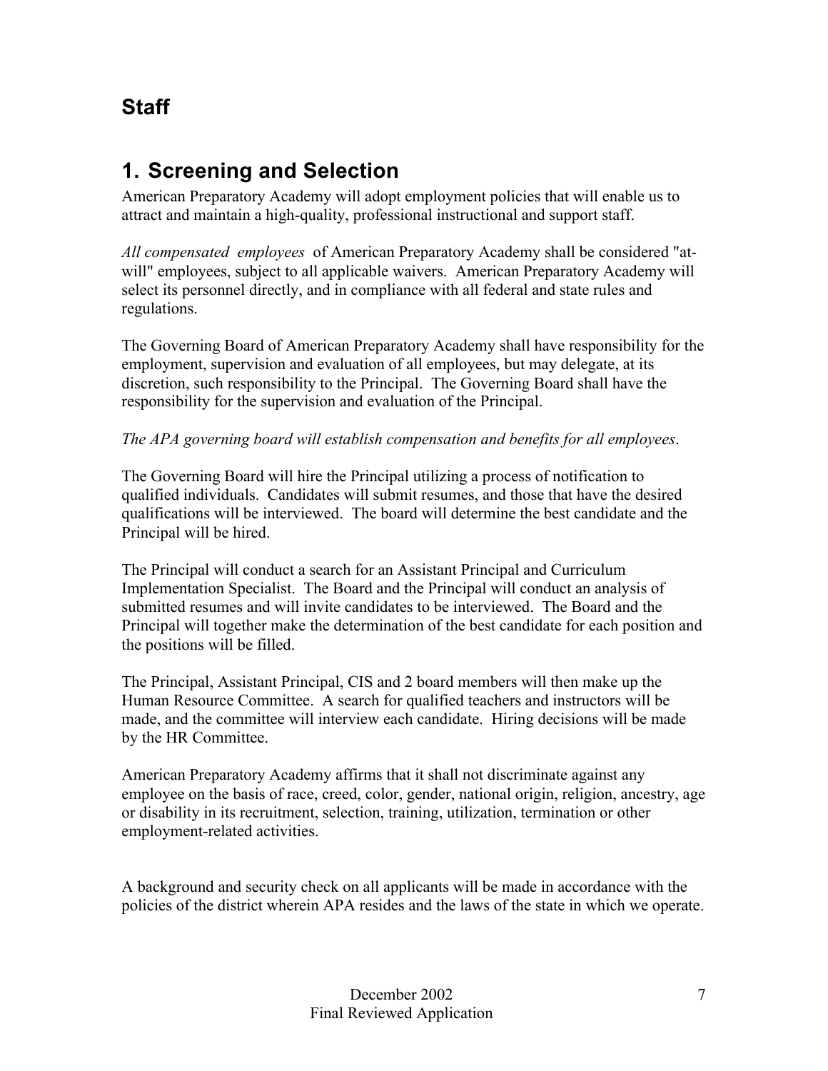## Staff

## 1. Screening and Selection

American Preparatory Academy will adopt employment policies that will enable us to attract and maintain a high-quality, professional instructional and support staff.

*All compensated employees* of American Preparatory Academy shall be considered "at-will" employees, subject to all applicable waivers. American Preparatory Academy will select its personnel directly, and in compliance with all federal and state rules and regulations.

The Governing Board of American Preparatory Academy shall have responsibility for the employment, supervision and evaluation of all employees, but may delegate, at its discretion, such responsibility to the Principal. The Governing Board shall have the responsibility for the supervision and evaluation of the Principal.

*The APA governing board will establish compensation and benefits for all employees*.

The Governing Board will hire the Principal utilizing a process of notification to qualified individuals. Candidates will submit resumes, and those that have the desired qualifications will be interviewed. The board will determine the best candidate and the Principal will be hired.

The Principal will conduct a search for an Assistant Principal and Curriculum Implementation Specialist. The Board and the Principal will conduct an analysis of submitted resumes and will invite candidates to be interviewed. The Board and the Principal will together make the determination of the best candidate for each position and the positions will be filled.

The Principal, Assistant Principal, CIS and 2 board members will then make up the Human Resource Committee. A search for qualified teachers and instructors will be made, and the committee will interview each candidate. Hiring decisions will be made by the HR Committee.

American Preparatory Academy affirms that it shall not discriminate against any employee on the basis of race, creed, color, gender, national origin, religion, ancestry, age or disability in its recruitment, selection, training, utilization, termination or other employment-related activities.

A background and security check on all applicants will be made in accordance with the policies of the district wherein APA resides and the laws of the state in which we operate.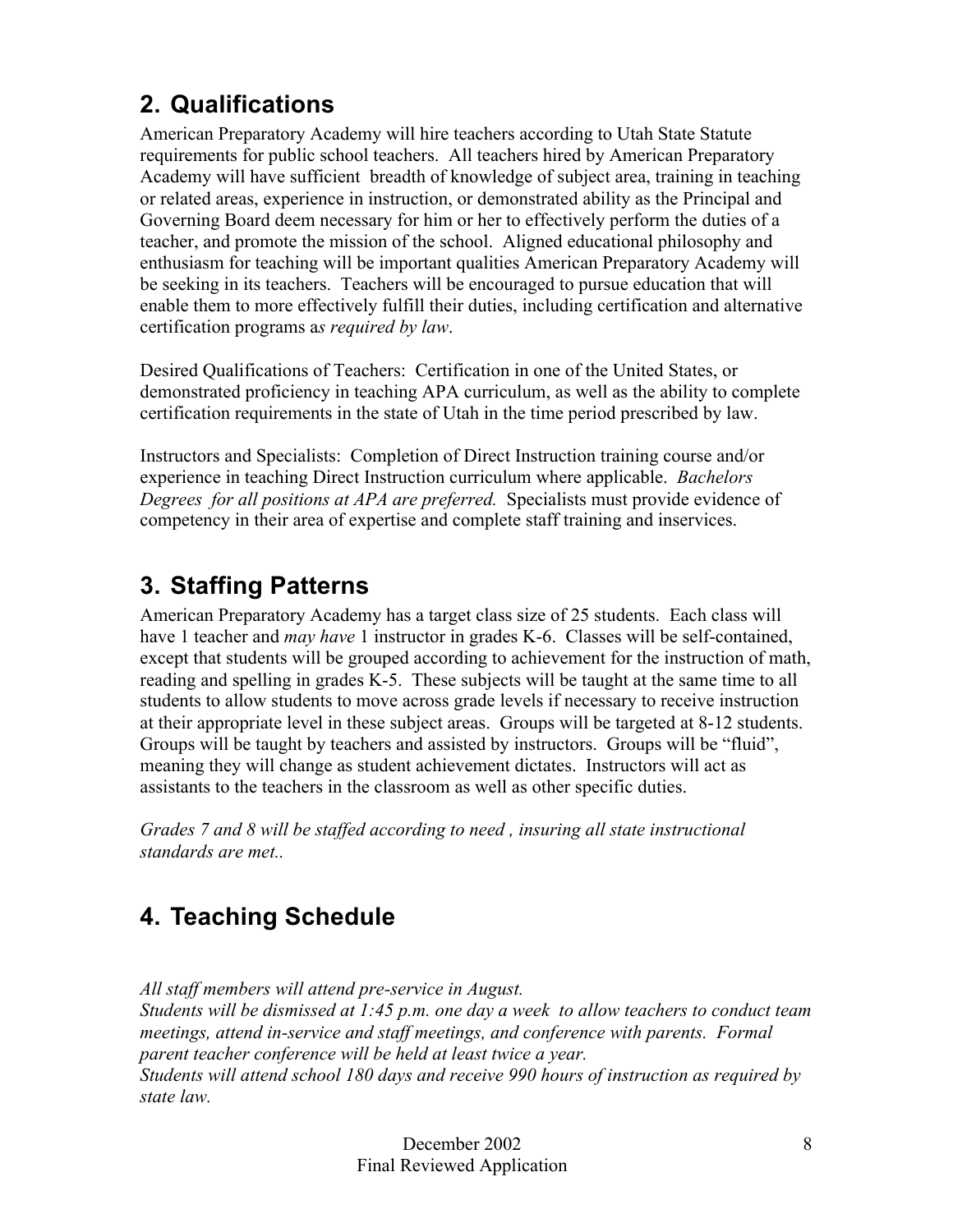## 2. Qualifications

American Preparatory Academy will hire teachers according to Utah State Statute requirements for public school teachers. All teachers hired by American Preparatory Academy will have sufficient breadth of knowledge of subject area, training in teaching or related areas, experience in instruction, or demonstrated ability as the Principal and Governing Board deem necessary for him or her to effectively perform the duties of a teacher, and promote the mission of the school. Aligned educational philosophy and enthusiasm for teaching will be important qualities American Preparatory Academy will be seeking in its teachers. Teachers will be encouraged to pursue education that will enable them to more effectively fulfill their duties, including certification and alternative certification programs a*s required by law*.

Desired Qualifications of Teachers: Certification in one of the United States, or demonstrated proficiency in teaching APA curriculum, as well as the ability to complete certification requirements in the state of Utah in the time period prescribed by law.

Instructors and Specialists: Completion of Direct Instruction training course and/or experience in teaching Direct Instruction curriculum where applicable. *Bachelors Degrees for all positions at APA are preferred.* Specialists must provide evidence of competency in their area of expertise and complete staff training and inservices.

## 3. Staffing Patterns

American Preparatory Academy has a target class size of 25 students. Each class will have 1 teacher and *may have* 1 instructor in grades K-6. Classes will be self-contained, except that students will be grouped according to achievement for the instruction of math, reading and spelling in grades K-5. These subjects will be taught at the same time to all students to allow students to move across grade levels if necessary to receive instruction at their appropriate level in these subject areas. Groups will be targeted at 8-12 students. Groups will be taught by teachers and assisted by instructors. Groups will be "fluid", meaning they will change as student achievement dictates. Instructors will act as assistants to the teachers in the classroom as well as other specific duties.

*Grades 7 and 8 will be staffed according to need , insuring all state instructional standards are met..*

## 4. Teaching Schedule

*All staff members will attend pre-service in August.*
*Students will be dismissed at 1:45 p.m. one day a week to allow teachers to conduct team meetings, attend in-service and staff meetings, and conference with parents. Formal parent teacher conference will be held at least twice a year.*
*Students will attend school 180 days and receive 990 hours of instruction as required by state law.*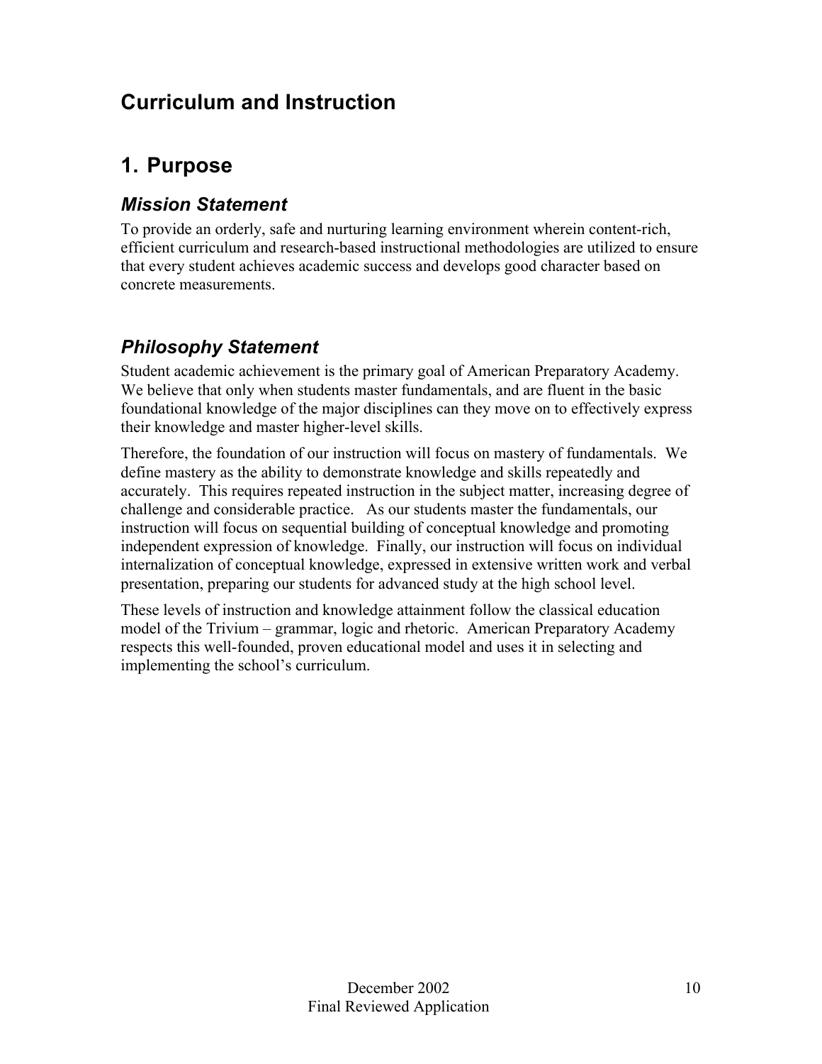# Curriculum and Instruction

## 1. Purpose

### *Mission Statement*

To provide an orderly, safe and nurturing learning environment wherein content-rich, efficient curriculum and research-based instructional methodologies are utilized to ensure that every student achieves academic success and develops good character based on concrete measurements.

### *Philosophy Statement*

Student academic achievement is the primary goal of American Preparatory Academy. We believe that only when students master fundamentals, and are fluent in the basic foundational knowledge of the major disciplines can they move on to effectively express their knowledge and master higher-level skills.

Therefore, the foundation of our instruction will focus on mastery of fundamentals. We define mastery as the ability to demonstrate knowledge and skills repeatedly and accurately. This requires repeated instruction in the subject matter, increasing degree of challenge and considerable practice. As our students master the fundamentals, our instruction will focus on sequential building of conceptual knowledge and promoting independent expression of knowledge. Finally, our instruction will focus on individual internalization of conceptual knowledge, expressed in extensive written work and verbal presentation, preparing our students for advanced study at the high school level.

These levels of instruction and knowledge attainment follow the classical education model of the Trivium – grammar, logic and rhetoric. American Preparatory Academy respects this well-founded, proven educational model and uses it in selecting and implementing the school's curriculum.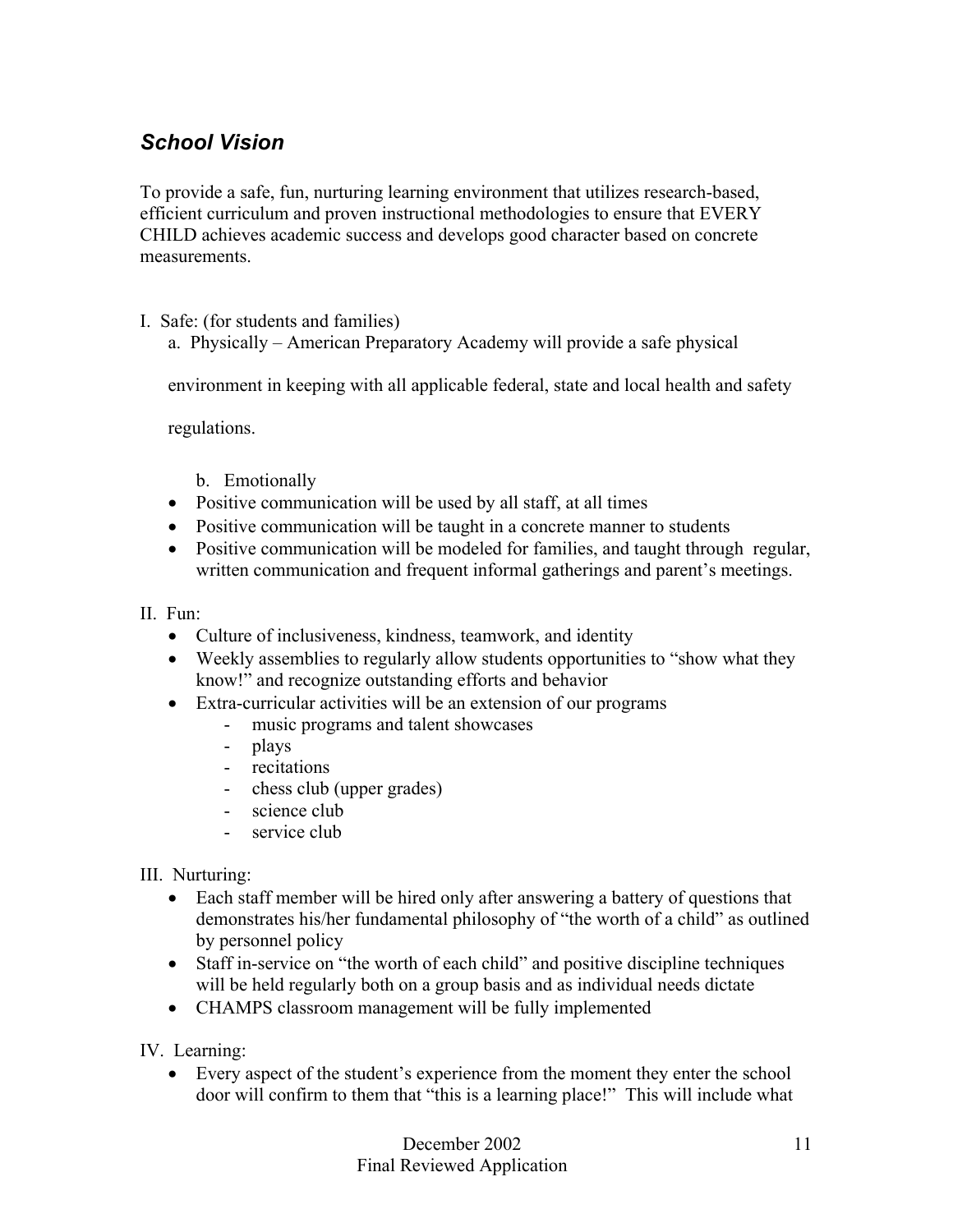## *School Vision*

To provide a safe, fun, nurturing learning environment that utilizes research-based, efficient curriculum and proven instructional methodologies to ensure that EVERY CHILD achieves academic success and develops good character based on concrete measurements.

I. Safe: (for students and families)

a. Physically – American Preparatory Academy will provide a safe physical environment in keeping with all applicable federal, state and local health and safety regulations.

b. Emotionally

- Positive communication will be used by all staff, at all times
- Positive communication will be taught in a concrete manner to students
- Positive communication will be modeled for families, and taught through regular, written communication and frequent informal gatherings and parent's meetings.

II. Fun:

- Culture of inclusiveness, kindness, teamwork, and identity
- Weekly assemblies to regularly allow students opportunities to "show what they know!" and recognize outstanding efforts and behavior
- Extra-curricular activities will be an extension of our programs
    - music programs and talent showcases
    - plays
    - recitations
    - chess club (upper grades)
    - science club
    - service club

III. Nurturing:

- Each staff member will be hired only after answering a battery of questions that demonstrates his/her fundamental philosophy of "the worth of a child" as outlined by personnel policy
- Staff in-service on "the worth of each child" and positive discipline techniques will be held regularly both on a group basis and as individual needs dictate
- CHAMPS classroom management will be fully implemented

IV. Learning:

- Every aspect of the student's experience from the moment they enter the school door will confirm to them that "this is a learning place!" This will include what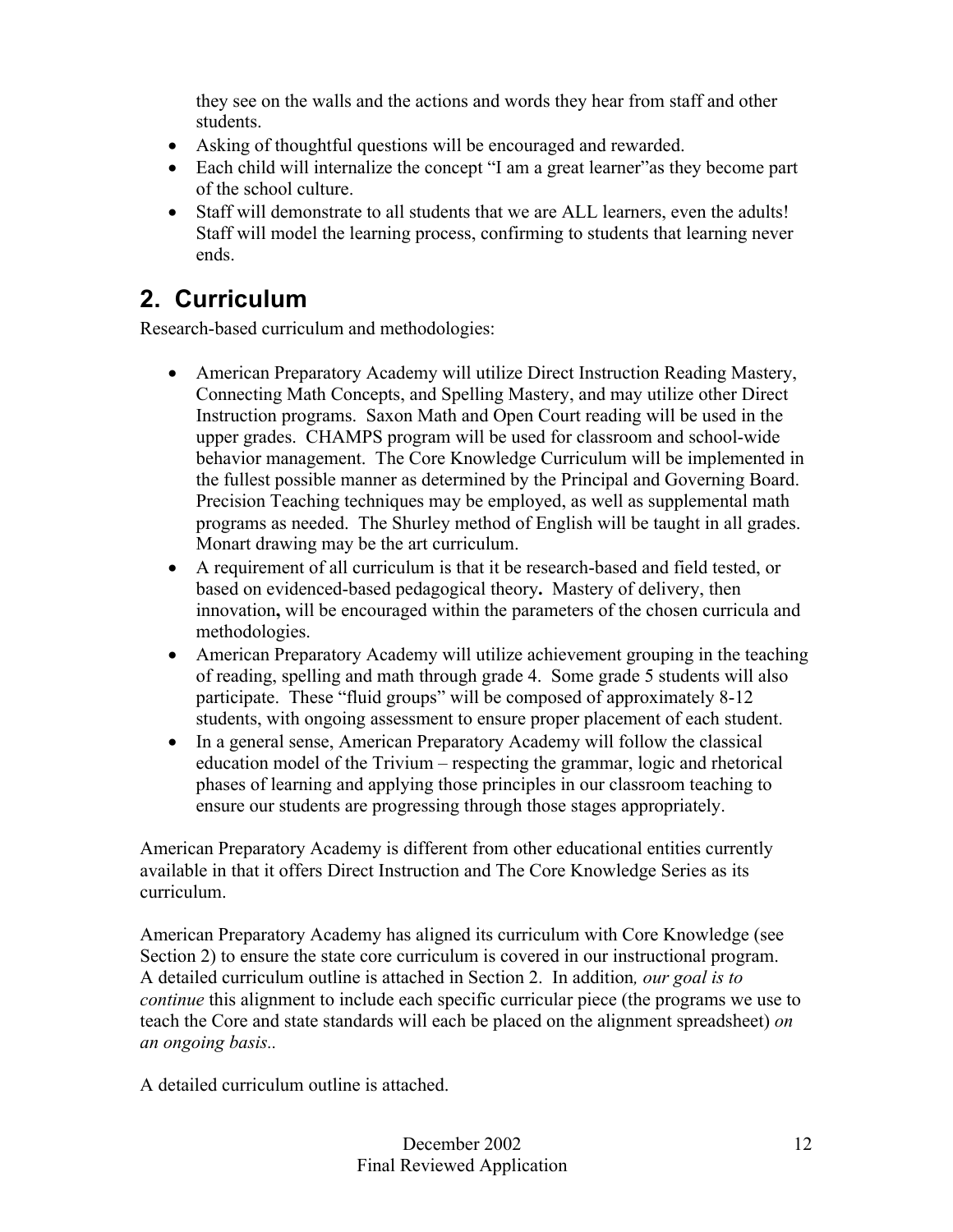they see on the walls and the actions and words they hear from staff and other students.

- Asking of thoughtful questions will be encouraged and rewarded.
- Each child will internalize the concept "I am a great learner"as they become part of the school culture.
- Staff will demonstrate to all students that we are ALL learners, even the adults! Staff will model the learning process, confirming to students that learning never ends.

## 2. Curriculum

Research-based curriculum and methodologies:

- American Preparatory Academy will utilize Direct Instruction Reading Mastery, Connecting Math Concepts, and Spelling Mastery, and may utilize other Direct Instruction programs. Saxon Math and Open Court reading will be used in the upper grades. CHAMPS program will be used for classroom and school-wide behavior management. The Core Knowledge Curriculum will be implemented in the fullest possible manner as determined by the Principal and Governing Board. Precision Teaching techniques may be employed, as well as supplemental math programs as needed. The Shurley method of English will be taught in all grades. Monart drawing may be the art curriculum.
- A requirement of all curriculum is that it be research-based and field tested, or based on evidenced-based pedagogical theory**.** Mastery of delivery, then innovation**,** will be encouraged within the parameters of the chosen curricula and methodologies.
- American Preparatory Academy will utilize achievement grouping in the teaching of reading, spelling and math through grade 4. Some grade 5 students will also participate. These "fluid groups" will be composed of approximately 8-12 students, with ongoing assessment to ensure proper placement of each student.
- In a general sense, American Preparatory Academy will follow the classical education model of the Trivium – respecting the grammar, logic and rhetorical phases of learning and applying those principles in our classroom teaching to ensure our students are progressing through those stages appropriately.

American Preparatory Academy is different from other educational entities currently available in that it offers Direct Instruction and The Core Knowledge Series as its curriculum.

American Preparatory Academy has aligned its curriculum with Core Knowledge (see Section 2) to ensure the state core curriculum is covered in our instructional program. A detailed curriculum outline is attached in Section 2. In addition*, our goal is to continue* this alignment to include each specific curricular piece (the programs we use to teach the Core and state standards will each be placed on the alignment spreadsheet) *on an ongoing basis*..

A detailed curriculum outline is attached.

December 2002
Final Reviewed Application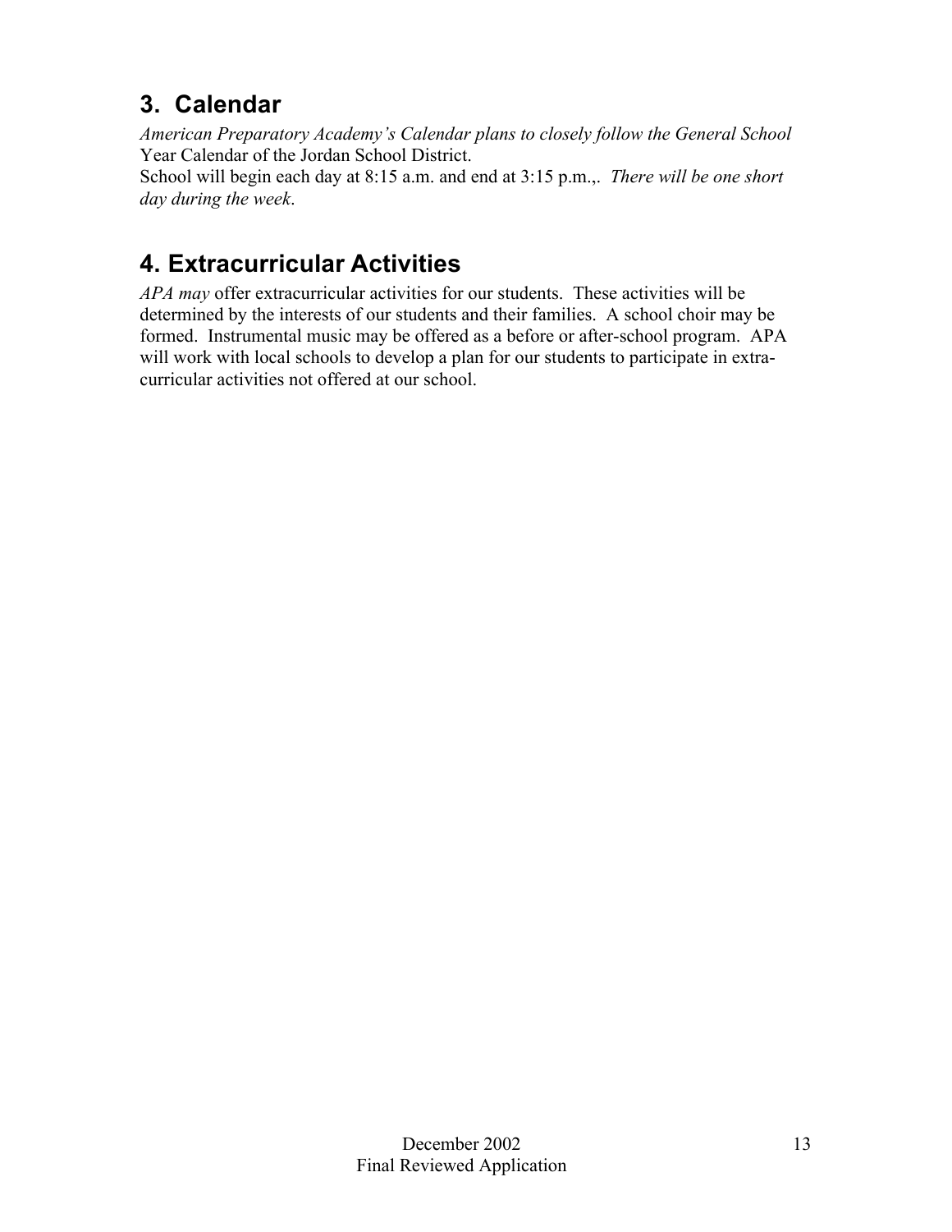## 3. Calendar

*American Preparatory Academy's Calendar plans to closely follow the General School* Year Calendar of the Jordan School District.
School will begin each day at 8:15 a.m. and end at 3:15 p.m.,. *There will be one short day during the week*.

## 4. Extracurricular Activities

*APA may* offer extracurricular activities for our students. These activities will be determined by the interests of our students and their families. A school choir may be formed. Instrumental music may be offered as a before or after-school program. APA will work with local schools to develop a plan for our students to participate in extra-curricular activities not offered at our school.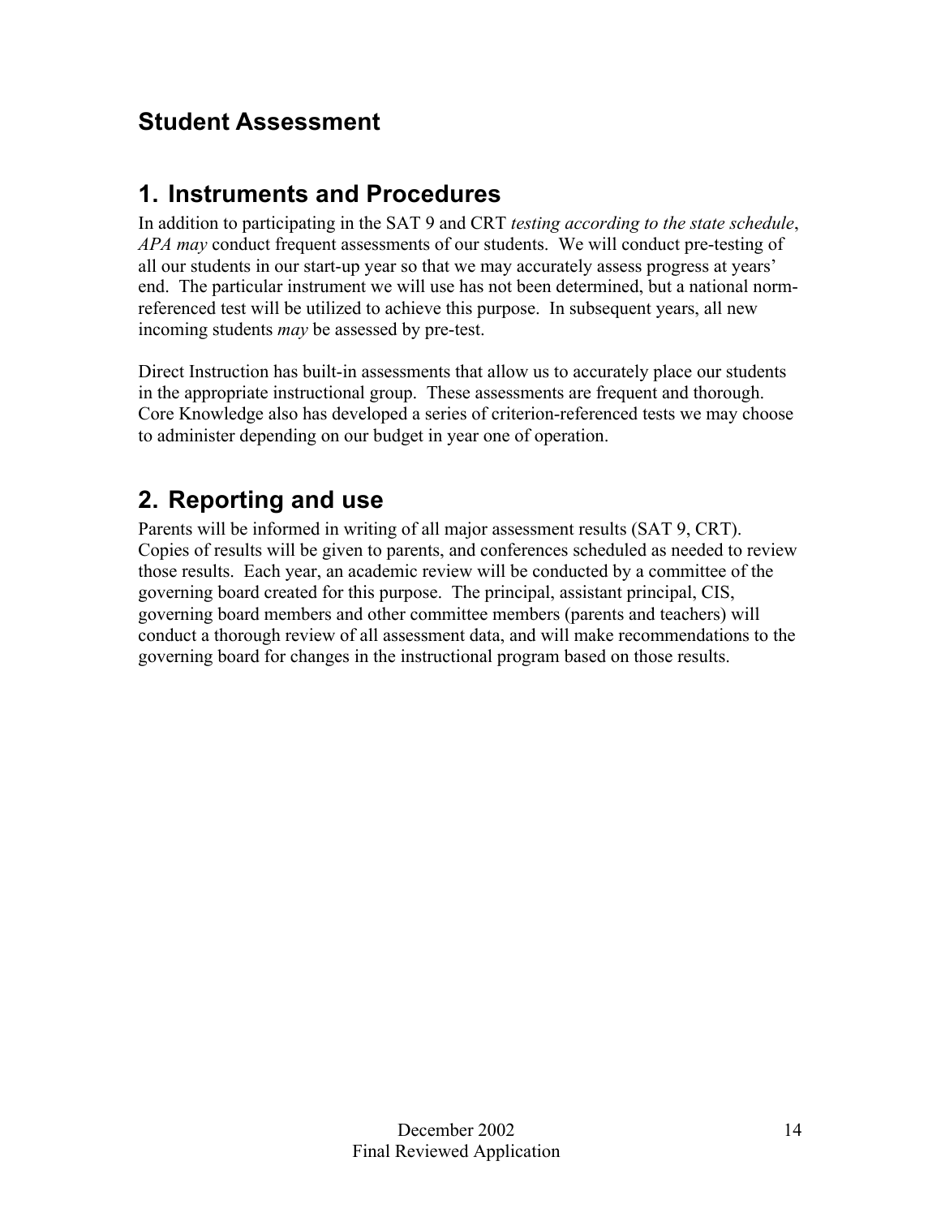# Student Assessment

## 1. Instruments and Procedures

In addition to participating in the SAT 9 and CRT *testing according to the state schedule*, *APA may* conduct frequent assessments of our students. We will conduct pre-testing of all our students in our start-up year so that we may accurately assess progress at years' end. The particular instrument we will use has not been determined, but a national norm-referenced test will be utilized to achieve this purpose. In subsequent years, all new incoming students *may* be assessed by pre-test.

Direct Instruction has built-in assessments that allow us to accurately place our students in the appropriate instructional group. These assessments are frequent and thorough. Core Knowledge also has developed a series of criterion-referenced tests we may choose to administer depending on our budget in year one of operation.

## 2. Reporting and use

Parents will be informed in writing of all major assessment results (SAT 9, CRT). Copies of results will be given to parents, and conferences scheduled as needed to review those results. Each year, an academic review will be conducted by a committee of the governing board created for this purpose. The principal, assistant principal, CIS, governing board members and other committee members (parents and teachers) will conduct a thorough review of all assessment data, and will make recommendations to the governing board for changes in the instructional program based on those results.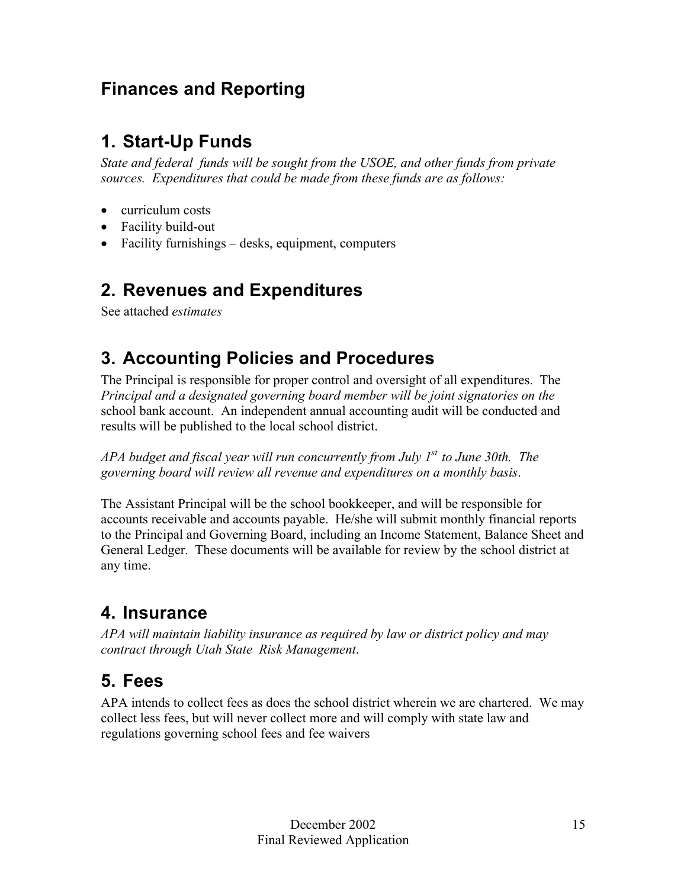## Finances and Reporting

# 1. Start-Up Funds

*State and federal funds will be sought from the USOE, and other funds from private sources. Expenditures that could be made from these funds are as follows:*

- curriculum costs
- Facility build-out
- Facility furnishings – desks, equipment, computers

# 2. Revenues and Expenditures

See attached *estimates*

# 3. Accounting Policies and Procedures

The Principal is responsible for proper control and oversight of all expenditures. The *Principal and a designated governing board member will be joint signatories on the* school bank account. An independent annual accounting audit will be conducted and results will be published to the local school district.

*APA budget and fiscal year will run concurrently from July 1st to June 30th. The governing board will review all revenue and expenditures on a monthly basis*.

The Assistant Principal will be the school bookkeeper, and will be responsible for accounts receivable and accounts payable. He/she will submit monthly financial reports to the Principal and Governing Board, including an Income Statement, Balance Sheet and General Ledger. These documents will be available for review by the school district at any time.

# 4. Insurance

*APA will maintain liability insurance as required by law or district policy and may contract through Utah State Risk Management*.

# 5. Fees

APA intends to collect fees as does the school district wherein we are chartered. We may collect less fees, but will never collect more and will comply with state law and regulations governing school fees and fee waivers

December 2002
Final Reviewed Application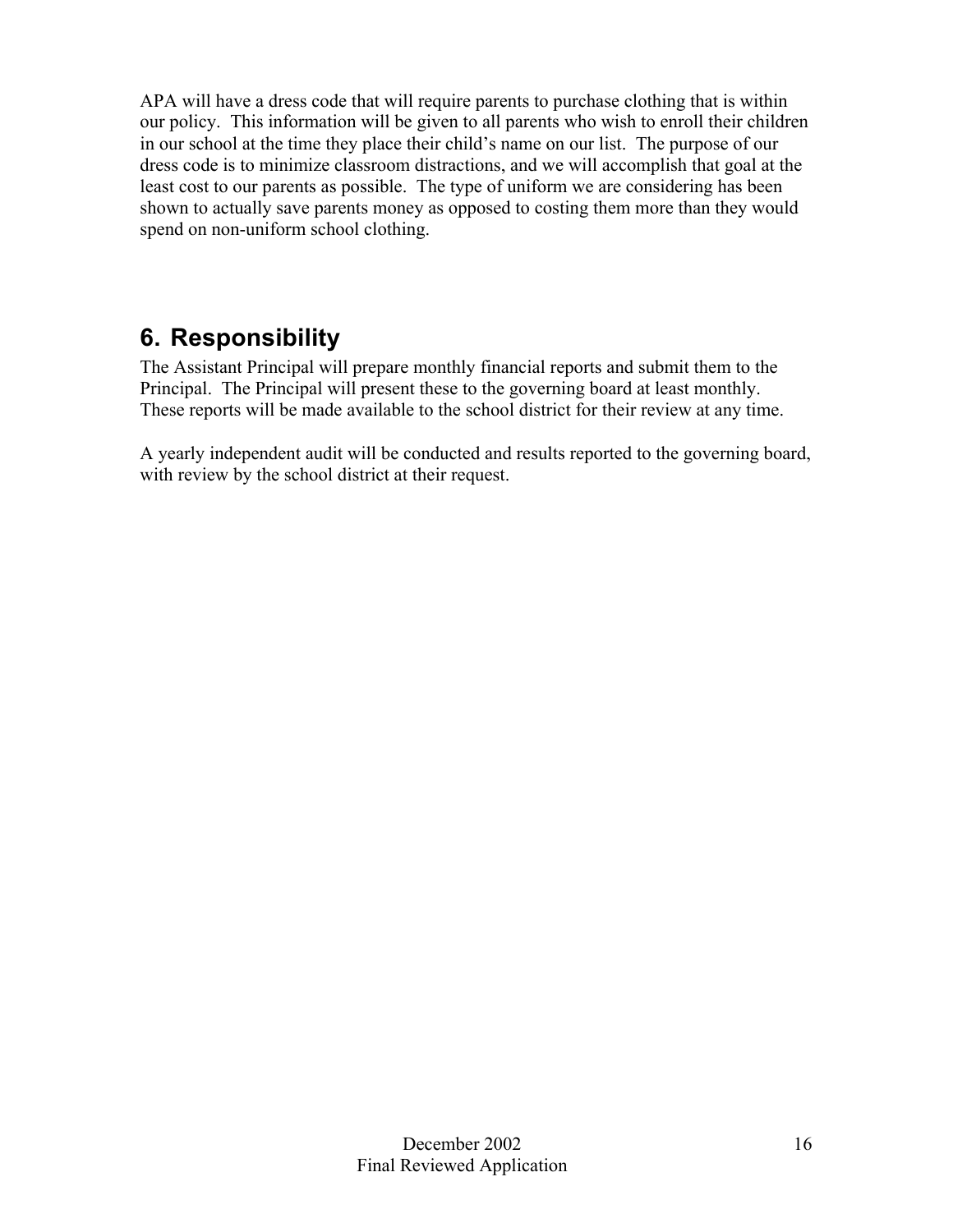APA will have a dress code that will require parents to purchase clothing that is within our policy. This information will be given to all parents who wish to enroll their children in our school at the time they place their child's name on our list. The purpose of our dress code is to minimize classroom distractions, and we will accomplish that goal at the least cost to our parents as possible. The type of uniform we are considering has been shown to actually save parents money as opposed to costing them more than they would spend on non-uniform school clothing.

## 6. Responsibility

The Assistant Principal will prepare monthly financial reports and submit them to the Principal. The Principal will present these to the governing board at least monthly. These reports will be made available to the school district for their review at any time.

A yearly independent audit will be conducted and results reported to the governing board, with review by the school district at their request.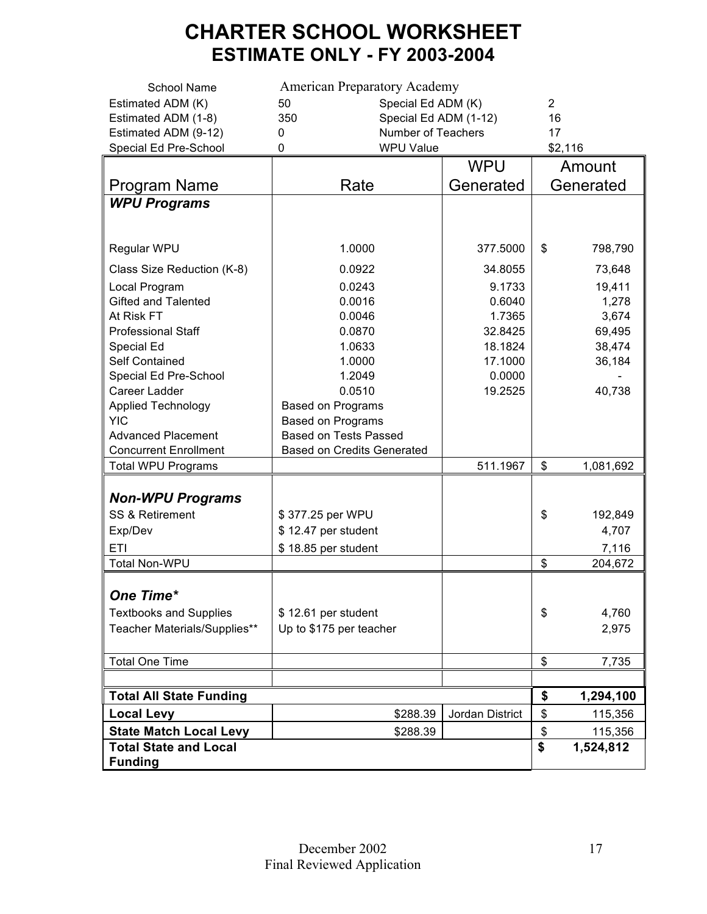# CHARTER SCHOOL WORKSHEET
## ESTIMATE ONLY - FY 2003-2004

| | | | |
|---|---|---|---|
| School Name | American Preparatory Academy | | |
| Estimated ADM (K) | 50 | Special Ed ADM (K) | 2 |
| Estimated ADM (1-8) | 350 | Special Ed ADM (1-12) | 16 |
| Estimated ADM (9-12) | 0 | Number of Teachers | 17 |
| Special Ed Pre-School | 0 | WPU Value | $2,116 |

| Program Name | Rate | WPU Generated | Amount Generated |
|---|---|---|---|
| ***WPU Programs*** | | | |
| Regular WPU | 1.0000 | 377.5000 | $ 798,790 |
| Class Size Reduction (K-8) | 0.0922 | 34.8055 | 73,648 |
| Local Program | 0.0243 | 9.1733 | 19,411 |
| Gifted and Talented | 0.0016 | 0.6040 | 1,278 |
| At Risk FT | 0.0046 | 1.7365 | 3,674 |
| Professional Staff | 0.0870 | 32.8425 | 69,495 |
| Special Ed | 1.0633 | 18.1824 | 38,474 |
| Self Contained | 1.0000 | 17.1000 | 36,184 |
| Special Ed Pre-School | 1.2049 | 0.0000 | - |
| Career Ladder | 0.0510 | 19.2525 | 40,738 |
| Applied Technology | Based on Programs | | |
| YIC | Based on Programs | | |
| Advanced Placement | Based on Tests Passed | | |
| Concurrent Enrollment | Based on Credits Generated | | |
| Total WPU Programs | | 511.1967 | $ 1,081,692 |
| ***Non-WPU Programs*** | | | |
| SS & Retirement | $ 377.25 per WPU | | $ 192,849 |
| Exp/Dev | $ 12.47 per student | | 4,707 |
| ETI | $ 18.85 per student | | 7,116 |
| Total Non-WPU | | | $ 204,672 |
| ***One Time**** | | | |
| Textbooks and Supplies | $ 12.61 per student | | $ 4,760 |
| Teacher Materials/Supplies** | Up to $175 per teacher | | 2,975 |
| Total One Time | | | $ 7,735 |
| **Total All State Funding** | | | **$ 1,294,100** |
| **Local Levy** | $288.39 | Jordan District | $ 115,356 |
| **State Match Local Levy** | $288.39 | | $ 115,356 |
| **Total State and Local Funding** | | | **$ 1,524,812** |

December 2002
Final Reviewed Application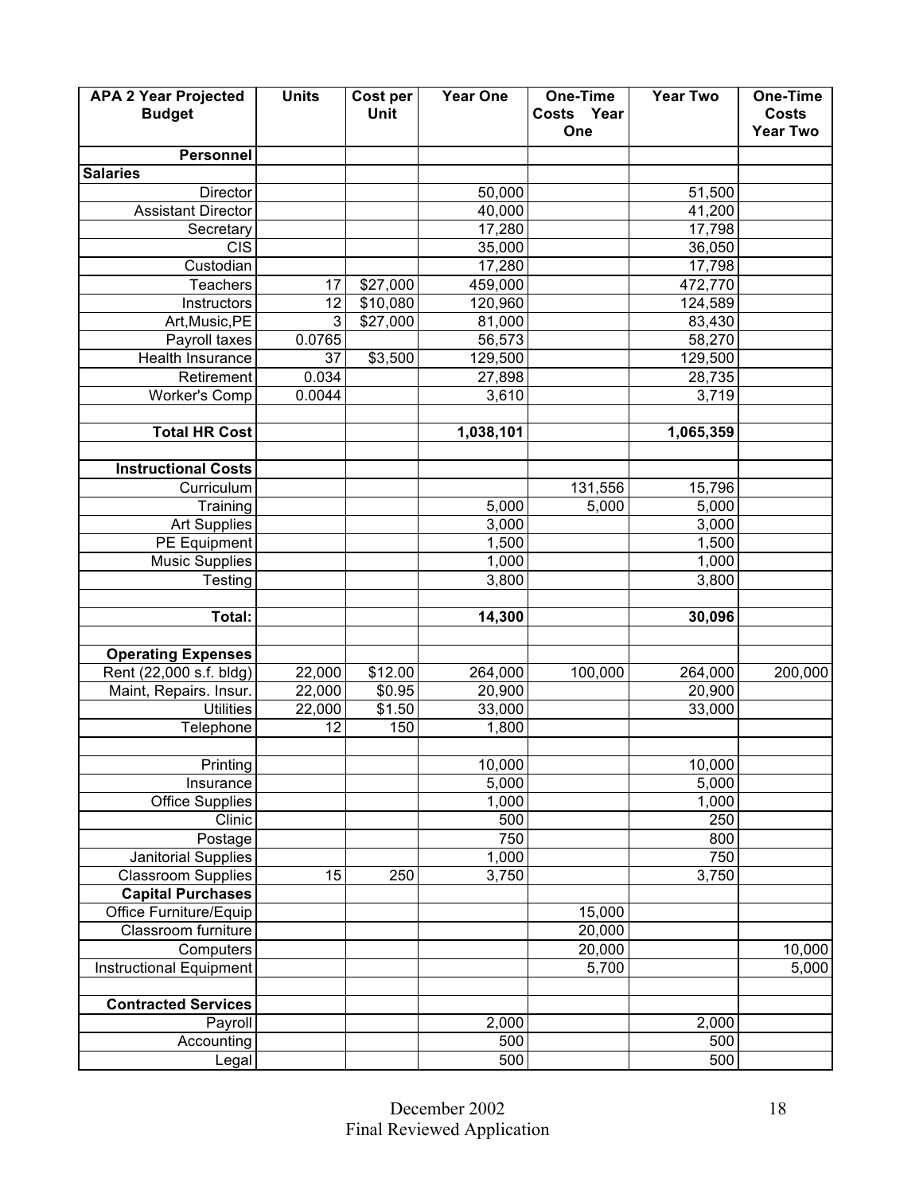| APA 2 Year Projected Budget | Units | Cost per Unit | Year One | One-Time Costs Year One | Year Two | One-Time Costs Year Two |
|---|---|---|---|---|---|---|
| **Personnel** | | | | | | |
| **Salaries** | | | | | | |
| Director | | | 50,000 | | 51,500 | |
| Assistant Director | | | 40,000 | | 41,200 | |
| Secretary | | | 17,280 | | 17,798 | |
| CIS | | | 35,000 | | 36,050 | |
| Custodian | | | 17,280 | | 17,798 | |
| Teachers | 17 | $27,000 | 459,000 | | 472,770 | |
| Instructors | 12 | $10,080 | 120,960 | | 124,589 | |
| Art,Music,PE | 3 | $27,000 | 81,000 | | 83,430 | |
| Payroll taxes | 0.0765 | | 56,573 | | 58,270 | |
| Health Insurance | 37 | $3,500 | 129,500 | | 129,500 | |
| Retirement | 0.034 | | 27,898 | | 28,735 | |
| Worker's Comp | 0.0044 | | 3,610 | | 3,719 | |
| | | | | | | |
| **Total HR Cost** | | | **1,038,101** | | **1,065,359** | |
| | | | | | | |
| **Instructional Costs** | | | | | | |
| Curriculum | | | | 131,556 | 15,796 | |
| Training | | | 5,000 | 5,000 | 5,000 | |
| Art Supplies | | | 3,000 | | 3,000 | |
| PE Equipment | | | 1,500 | | 1,500 | |
| Music Supplies | | | 1,000 | | 1,000 | |
| Testing | | | 3,800 | | 3,800 | |
| | | | | | | |
| **Total:** | | | **14,300** | | **30,096** | |
| | | | | | | |
| **Operating Expenses** | | | | | | |
| Rent (22,000 s.f. bldg) | 22,000 | $12.00 | 264,000 | 100,000 | 264,000 | 200,000 |
| Maint, Repairs. Insur. | 22,000 | $0.95 | 20,900 | | 20,900 | |
| Utilities | 22,000 | $1.50 | 33,000 | | 33,000 | |
| Telephone | 12 | 150 | 1,800 | | | |
| | | | | | | |
| Printing | | | 10,000 | | 10,000 | |
| Insurance | | | 5,000 | | 5,000 | |
| Office Supplies | | | 1,000 | | 1,000 | |
| Clinic | | | 500 | | 250 | |
| Postage | | | 750 | | 800 | |
| Janitorial Supplies | | | 1,000 | | 750 | |
| Classroom Supplies | 15 | 250 | 3,750 | | 3,750 | |
| **Capital Purchases** | | | | | | |
| Office Furniture/Equip | | | | 15,000 | | |
| Classroom furniture | | | | 20,000 | | |
| Computers | | | | 20,000 | | 10,000 |
| Instructional Equipment | | | | 5,700 | | 5,000 |
| | | | | | | |
| **Contracted Services** | | | | | | |
| Payroll | | | 2,000 | | 2,000 | |
| Accounting | | | 500 | | 500 | |
| Legal | | | 500 | | 500 | |

December 2002
Final Reviewed Application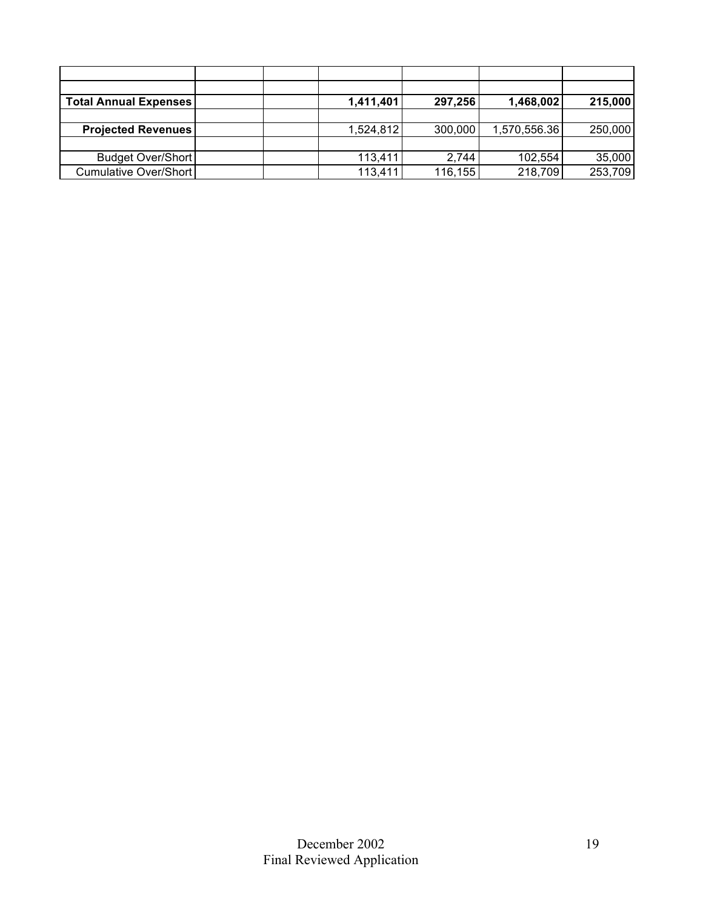| | | | | | | |
|---|---|---|---|---|---|---|
| | | | | | | |
| **Total Annual Expenses** | | | **1,411,401** | **297,256** | **1,468,002** | **215,000** |
| | | | | | | |
| **Projected Revenues** | | | 1,524,812 | 300,000 | 1,570,556.36 | 250,000 |
| | | | | | | |
| Budget Over/Short | | | 113,411 | 2,744 | 102,554 | 35,000 |
| Cumulative Over/Short | | | 113,411 | 116,155 | 218,709 | 253,709 |

December 2002
Final Reviewed Application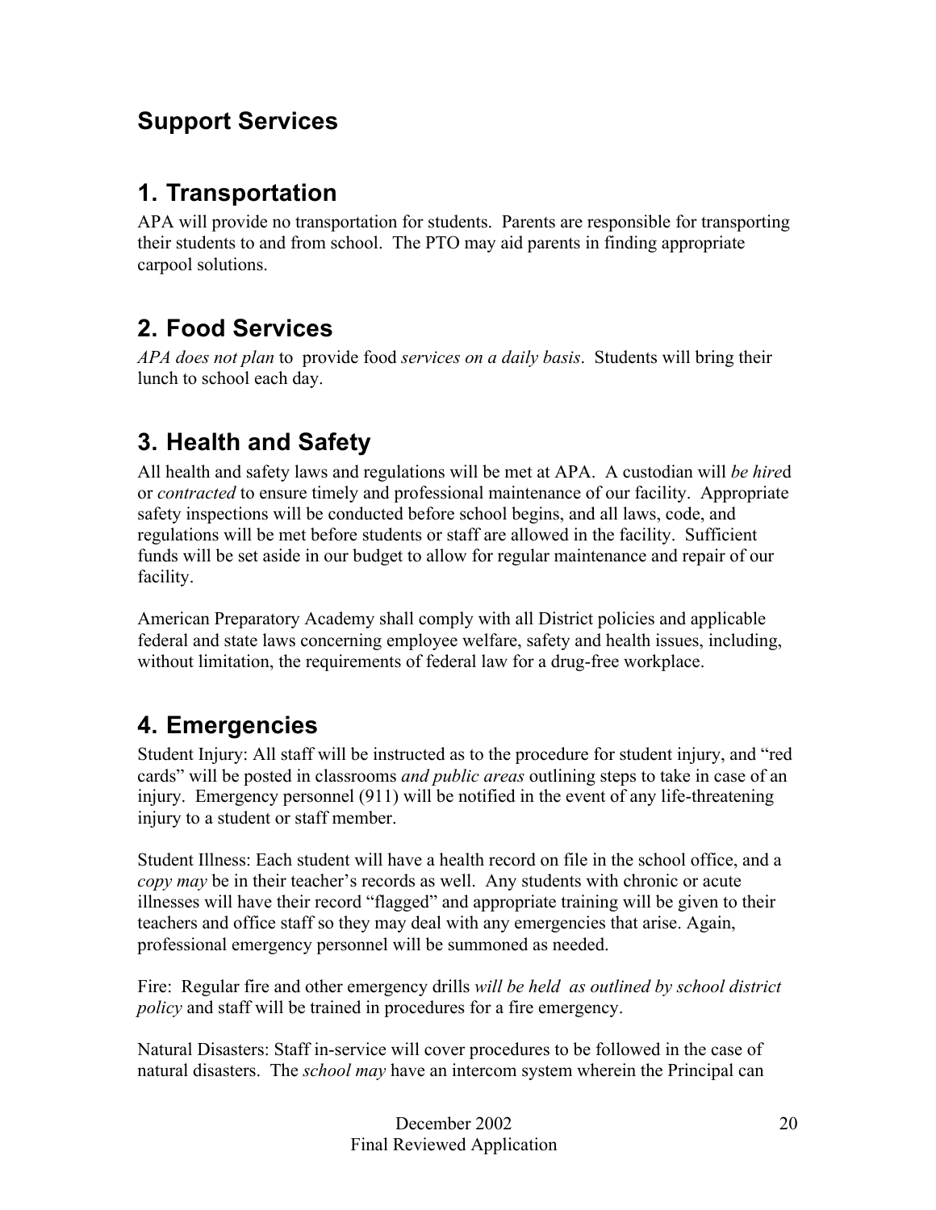## Support Services

## 1. Transportation

APA will provide no transportation for students. Parents are responsible for transporting their students to and from school. The PTO may aid parents in finding appropriate carpool solutions.

## 2. Food Services

*APA does not plan* to provide food *services on a daily basis*. Students will bring their lunch to school each day.

## 3. Health and Safety

All health and safety laws and regulations will be met at APA. A custodian will *be hire*d or *contracted* to ensure timely and professional maintenance of our facility. Appropriate safety inspections will be conducted before school begins, and all laws, code, and regulations will be met before students or staff are allowed in the facility. Sufficient funds will be set aside in our budget to allow for regular maintenance and repair of our facility.

American Preparatory Academy shall comply with all District policies and applicable federal and state laws concerning employee welfare, safety and health issues, including, without limitation, the requirements of federal law for a drug-free workplace.

## 4. Emergencies

Student Injury: All staff will be instructed as to the procedure for student injury, and "red cards" will be posted in classrooms *and public areas* outlining steps to take in case of an injury. Emergency personnel (911) will be notified in the event of any life-threatening injury to a student or staff member.

Student Illness: Each student will have a health record on file in the school office, and a *copy may* be in their teacher's records as well. Any students with chronic or acute illnesses will have their record "flagged" and appropriate training will be given to their teachers and office staff so they may deal with any emergencies that arise. Again, professional emergency personnel will be summoned as needed.

Fire: Regular fire and other emergency drills *will be held as outlined by school district policy* and staff will be trained in procedures for a fire emergency.

Natural Disasters: Staff in-service will cover procedures to be followed in the case of natural disasters. The *school may* have an intercom system wherein the Principal can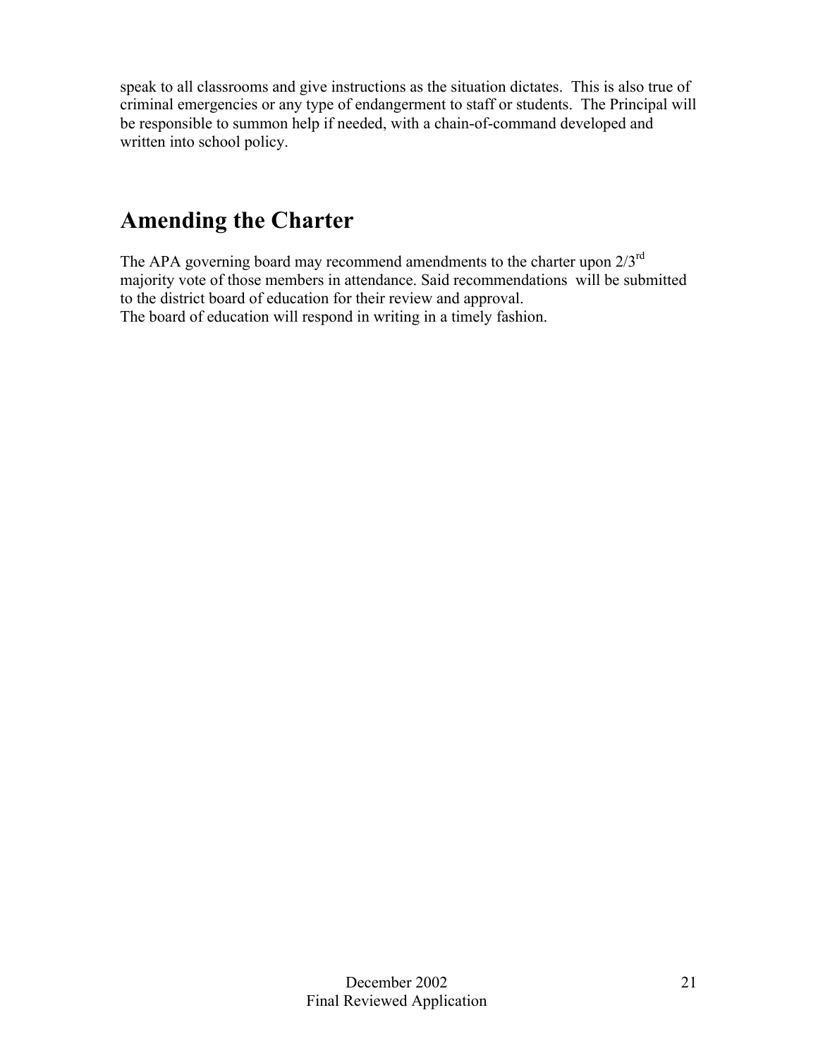speak to all classrooms and give instructions as the situation dictates. This is also true of criminal emergencies or any type of endangerment to staff or students. The Principal will be responsible to summon help if needed, with a chain-of-command developed and written into school policy.

# Amending the Charter

The APA governing board may recommend amendments to the charter upon 2/3rd majority vote of those members in attendance. Said recommendations will be submitted to the district board of education for their review and approval.
The board of education will respond in writing in a timely fashion.